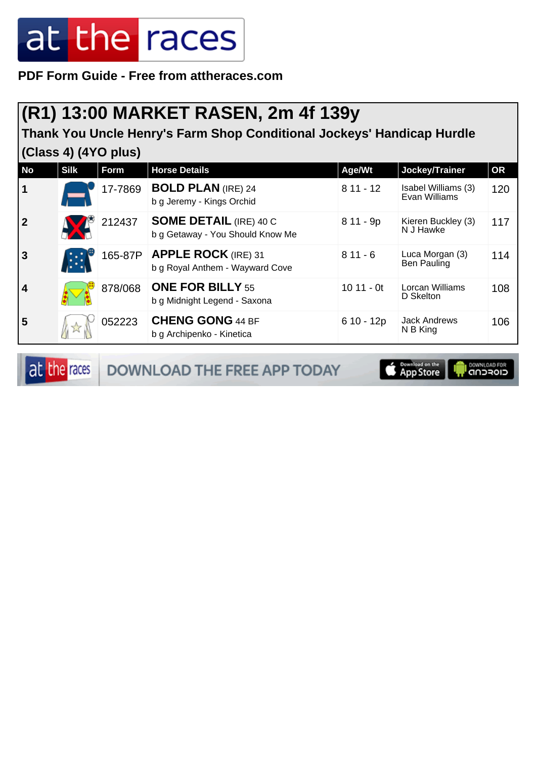PDF Form Guide - Free from attheraces.com

# (R1) 13:00 MARKET RASEN, 2m 4f 139y

## Thank You Uncle Henry's Farm Shop Conditional Jockeys' Handicap Hurdle (Class 4) (4YO plus)

| No | Silk | Form | Horse Details | Age/Wt | Jockey/Trainer | OR |
|---|---|---|---|---|---|---|
| 1 | | 17-7869 | **BOLD PLAN** (IRE) 24<br>b g Jeremy - Kings Orchid | 8 11 - 12 | Isabel Williams (3)<br>Evan Williams | 120 |
| 2 | | 212437 | **SOME DETAIL** (IRE) 40 C<br>b g Getaway - You Should Know Me | 8 11 - 9p | Kieren Buckley (3)<br>N J Hawke | 117 |
| 3 | | 165-87P | **APPLE ROCK** (IRE) 31<br>b g Royal Anthem - Wayward Cove | 8 11 - 6 | Luca Morgan (3)<br>Ben Pauling | 114 |
| 4 | | 878/068 | **ONE FOR BILLY** 55<br>b g Midnight Legend - Saxona | 10 11 - 0t | Lorcan Williams<br>D Skelton | 108 |
| 5 | | 052223 | **CHENG GONG** 44 BF<br>b g Archipenko - Kinetica | 6 10 - 12p | Jack Andrews<br>N B King | 106 |

DOWNLOAD THE FREE APP TODAY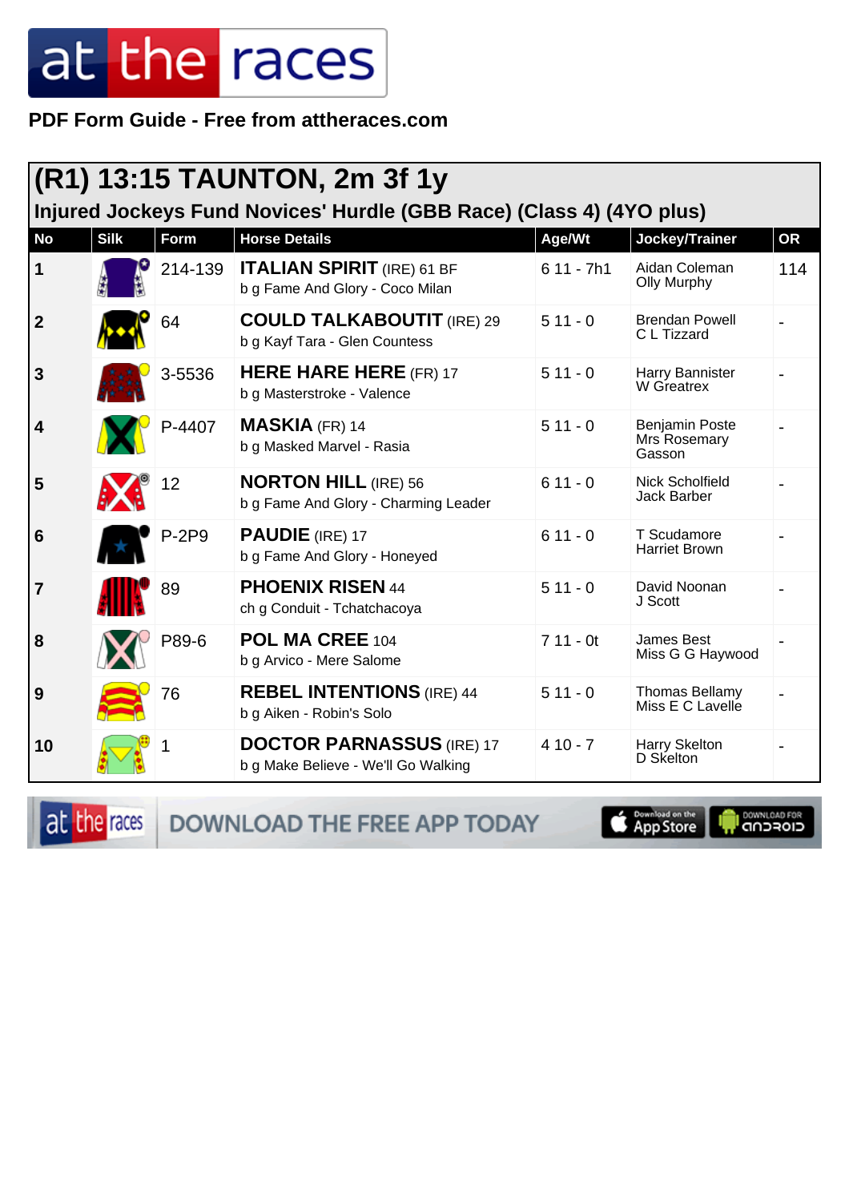PDF Form Guide - Free from attheraces.com

## (R1) 13:15 TAUNTON, 2m 3f 1y

### Injured Jockeys Fund Novices' Hurdle (GBB Race) (Class 4) (4YO plus)

| No | Silk | Form | Horse Details | Age/Wt | Jockey/Trainer | OR |
|---|---|---|---|---|---|---|
| 1 | | 214-139 | **ITALIAN SPIRIT** (IRE) 61 BF<br>b g Fame And Glory - Coco Milan | 6 11 - 7h1 | Aidan Coleman<br>Olly Murphy | 114 |
| 2 | | 64 | **COULD TALKABOUTIT** (IRE) 29<br>b g Kayf Tara - Glen Countess | 5 11 - 0 | Brendan Powell<br>C L Tizzard | - |
| 3 | | 3-5536 | **HERE HARE HERE** (FR) 17<br>b g Masterstroke - Valence | 5 11 - 0 | Harry Bannister<br>W Greatrex | - |
| 4 | | P-4407 | **MASKIA** (FR) 14<br>b g Masked Marvel - Rasia | 5 11 - 0 | Benjamin Poste<br>Mrs Rosemary Gasson | - |
| 5 | | 12 | **NORTON HILL** (IRE) 56<br>b g Fame And Glory - Charming Leader | 6 11 - 0 | Nick Schofield<br>Jack Barber | - |
| 6 | | P-2P9 | **PAUDIE** (IRE) 17<br>b g Fame And Glory - Honeyed | 6 11 - 0 | T Scudamore<br>Harriet Brown | - |
| 7 | | 89 | **PHOENIX RISEN** 44<br>ch g Conduit - Tchatchacoya | 5 11 - 0 | David Noonan<br>J Scott | - |
| 8 | | P89-6 | **POL MA CREE** 104<br>b g Arvico - Mere Salome | 7 11 - 0t | James Best<br>Miss G G Haywood | - |
| 9 | | 76 | **REBEL INTENTIONS** (IRE) 44<br>b g Aiken - Robin's Solo | 5 11 - 0 | Thomas Bellamy<br>Miss E C Lavelle | - |
| 10 | | 1 | **DOCTOR PARNASSUS** (IRE) 17<br>b g Make Believe - We'll Go Walking | 4 10 - 7 | Harry Skelton<br>D Skelton | - |

DOWNLOAD THE FREE APP TODAY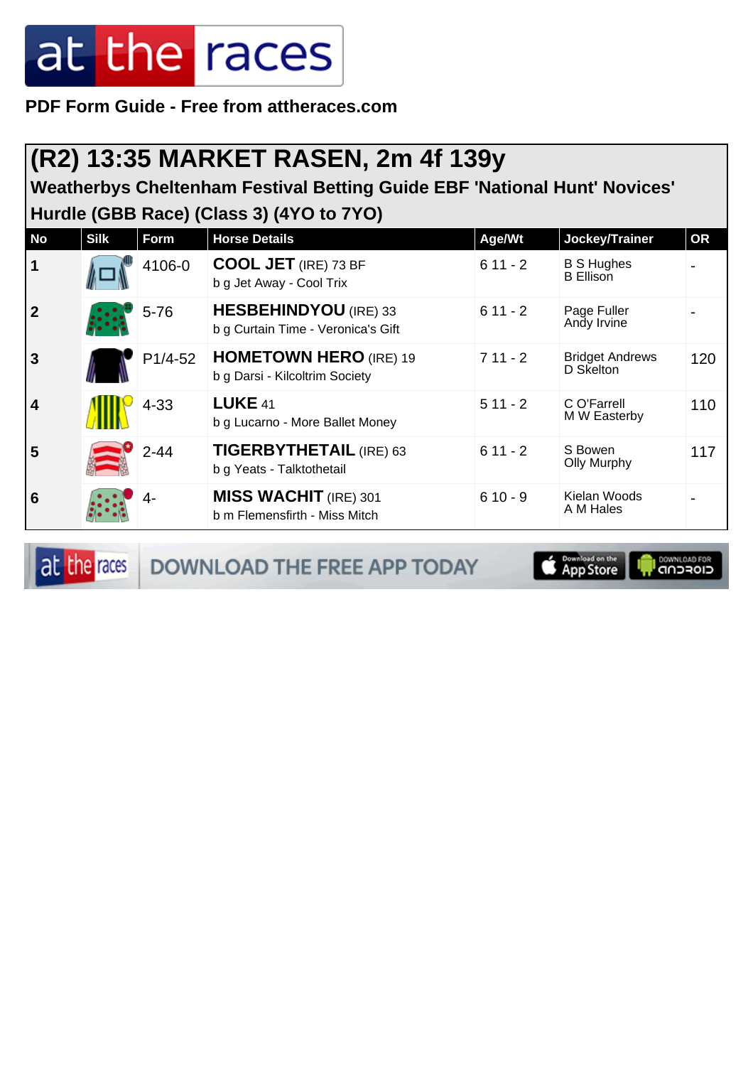PDF Form Guide - Free from attheraces.com

## (R2) 13:35 MARKET RASEN, 2m 4f 139y

### Weatherbys Cheltenham Festival Betting Guide EBF 'National Hunt' Novices' Hurdle (GBB Race) (Class 3) (4YO to 7YO)

| No | Silk | Form | Horse Details | Age/Wt | Jockey/Trainer | OR |
|---|---|---|---|---|---|---|
| 1 | | 4106-0 | **COOL JET** (IRE) 73 BF<br>b g Jet Away - Cool Trix | 6 11 - 2 | B S Hughes<br>B Ellison | - |
| 2 | | 5-76 | **HESBEHINDYOU** (IRE) 33<br>b g Curtain Time - Veronica's Gift | 6 11 - 2 | Page Fuller<br>Andy Irvine | - |
| 3 | | P1/4-52 | **HOMETOWN HERO** (IRE) 19<br>b g Darsi - Kilcoltrim Society | 7 11 - 2 | Bridget Andrews<br>D Skelton | 120 |
| 4 | | 4-33 | **LUKE** 41<br>b g Lucarno - More Ballet Money | 5 11 - 2 | C O'Farrell<br>M W Easterby | 110 |
| 5 | | 2-44 | **TIGERBYTHETAIL** (IRE) 63<br>b g Yeats - Talktothetail | 6 11 - 2 | S Bowen<br>Olly Murphy | 117 |
| 6 | | 4- | **MISS WACHIT** (IRE) 301<br>b m Flemensfirth - Miss Mitch | 6 10 - 9 | Kielan Woods<br>A M Hales | - |

DOWNLOAD THE FREE APP TODAY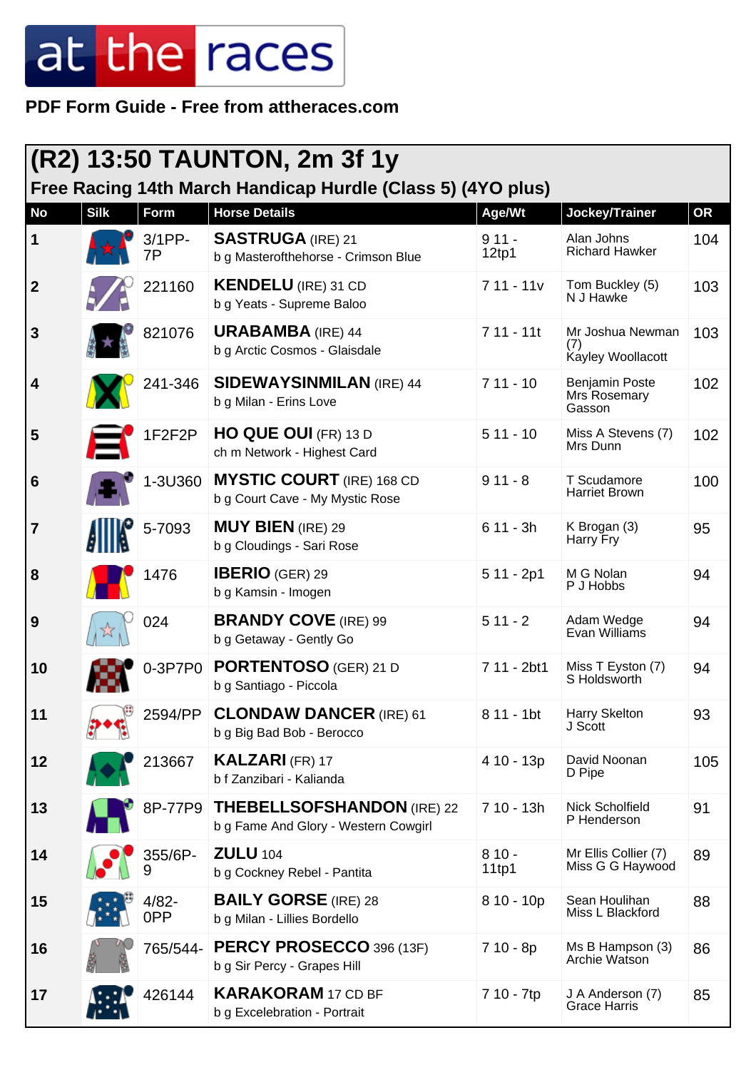at the races

**PDF Form Guide - Free from attheraces.com**

## (R2) 13:50 TAUNTON, 2m 3f 1y

### Free Racing 14th March Handicap Hurdle (Class 5) (4YO plus)

| No | Silk | Form | Horse Details | Age/Wt | Jockey/Trainer | OR |
|---|---|---|---|---|---|---|
| 1 | | 3/1PP-7P | **SASTRUGA** (IRE) 21<br>b g Masterofthehorse - Crimson Blue | 9 11 - 12tp1 | Alan Johns<br>Richard Hawker | 104 |
| 2 | | 221160 | **KENDELU** (IRE) 31 CD<br>b g Yeats - Supreme Baloo | 7 11 - 11v | Tom Buckley (5)<br>N J Hawke | 103 |
| 3 | | 821076 | **URABAMBA** (IRE) 44<br>b g Arctic Cosmos - Glaisdale | 7 11 - 11t | Mr Joshua Newman (7)<br>Kayley Woollacott | 103 |
| 4 | | 241-346 | **SIDEWAYSINMILAN** (IRE) 44<br>b g Milan - Erins Love | 7 11 - 10 | Benjamin Poste<br>Mrs Rosemary Gasson | 102 |
| 5 | | 1F2F2P | **HO QUE OUI** (FR) 13 D<br>ch m Network - Highest Card | 5 11 - 10 | Miss A Stevens (7)<br>Mrs Dunn | 102 |
| 6 | | 1-3U360 | **MYSTIC COURT** (IRE) 168 CD<br>b g Court Cave - My Mystic Rose | 9 11 - 8 | T Scudamore<br>Harriet Brown | 100 |
| 7 | | 5-7093 | **MUY BIEN** (IRE) 29<br>b g Cloudings - Sari Rose | 6 11 - 3h | K Brogan (3)<br>Harry Fry | 95 |
| 8 | | 1476 | **IBERIO** (GER) 29<br>b g Kamsin - Imogen | 5 11 - 2p1 | M G Nolan<br>P J Hobbs | 94 |
| 9 | | 024 | **BRANDY COVE** (IRE) 99<br>b g Getaway - Gently Go | 5 11 - 2 | Adam Wedge<br>Evan Williams | 94 |
| 10 | | 0-3P7P0 | **PORTENTOSO** (GER) 21 D<br>b g Santiago - Piccola | 7 11 - 2bt1 | Miss T Eyston (7)<br>S Holdsworth | 94 |
| 11 | | 2594/PP | **CLONDAW DANCER** (IRE) 61<br>b g Big Bad Bob - Berocco | 8 11 - 1bt | Harry Skelton<br>J Scott | 93 |
| 12 | | 213667 | **KALZARI** (FR) 17<br>b f Zanzibari - Kalianda | 4 10 - 13p | David Noonan<br>D Pipe | 105 |
| 13 | | 8P-77P9 | **THEBELLSOFSHANDON** (IRE) 22<br>b g Fame And Glory - Western Cowgirl | 7 10 - 13h | Nick Scholfield<br>P Henderson | 91 |
| 14 | | 355/6P-9 | **ZULU** 104<br>b g Cockney Rebel - Pantita | 8 10 - 11tp1 | Mr Ellis Collier (7)<br>Miss G G Haywood | 89 |
| 15 | | 4/82-0PP | **BAILY GORSE** (IRE) 28<br>b g Milan - Lillies Bordello | 8 10 - 10p | Sean Houlihan<br>Miss L Blackford | 88 |
| 16 | | 765/544- | **PERCY PROSECCO** 396 (13F)<br>b g Sir Percy - Grapes Hill | 7 10 - 8p | Ms B Hampson (3)<br>Archie Watson | 86 |
| 17 | | 426144 | **KARAKORAM** 17 CD BF<br>b g Excelebration - Portrait | 7 10 - 7tp | J A Anderson (7)<br>Grace Harris | 85 |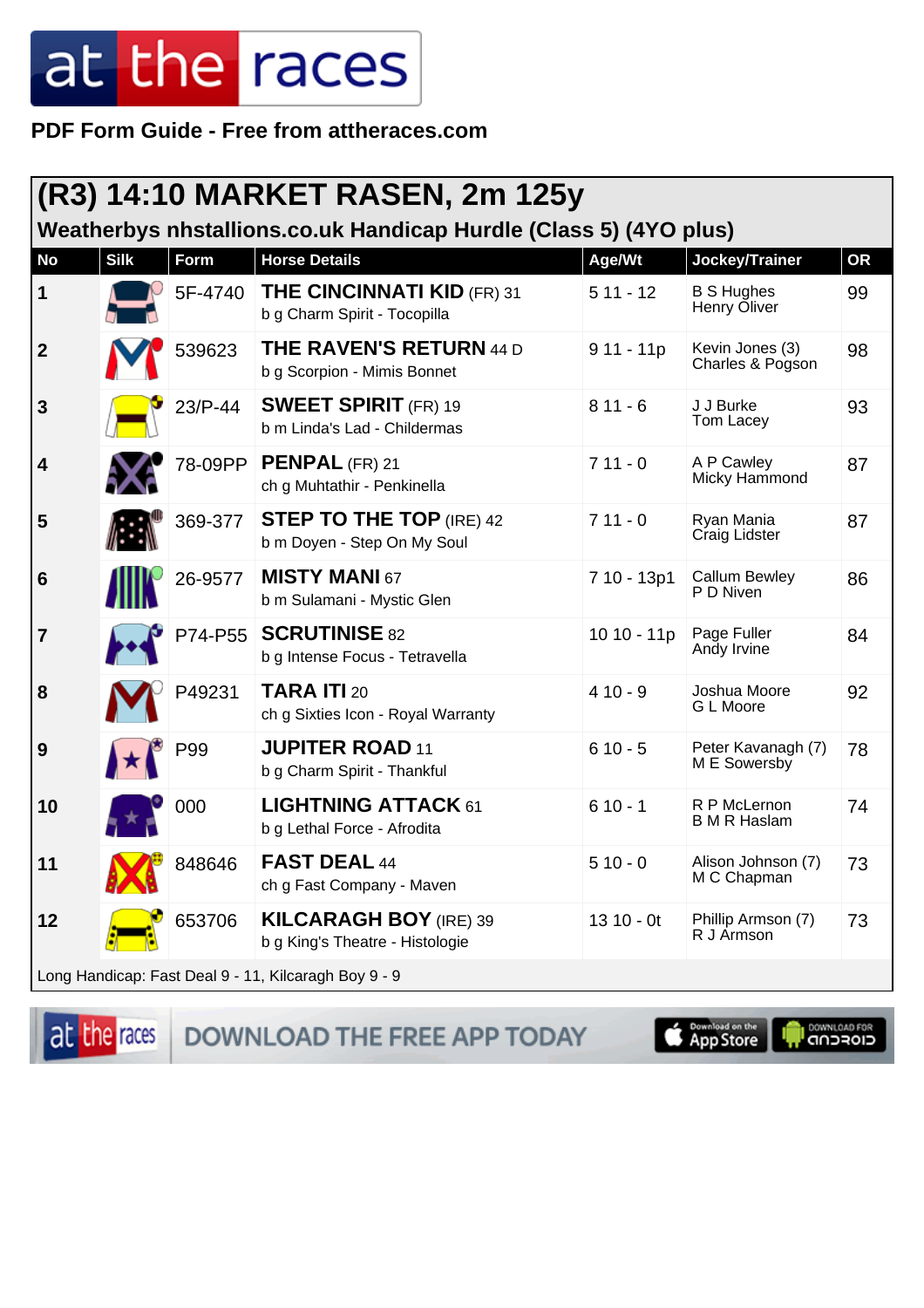PDF Form Guide - Free from attheraces.com

## (R3) 14:10 MARKET RASEN, 2m 125y

### Weatherbys nhstallions.co.uk Handicap Hurdle (Class 5) (4YO plus)

| No | Silk | Form | Horse Details | Age/Wt | Jockey/Trainer | OR |
|---|---|---|---|---|---|---|
| 1 | | 5F-4740 | **THE CINCINNATI KID** (FR) 31<br>b g Charm Spirit - Tocopilla | 5 11 - 12 | B S Hughes<br>Henry Oliver | 99 |
| 2 | | 539623 | **THE RAVEN'S RETURN** 44 D<br>b g Scorpion - Mimis Bonnet | 9 11 - 11p | Kevin Jones (3)<br>Charles & Pogson | 98 |
| 3 | | 23/P-44 | **SWEET SPIRIT** (FR) 19<br>b m Linda's Lad - Childermas | 8 11 - 6 | J J Burke<br>Tom Lacey | 93 |
| 4 | | 78-09PP | **PENPAL** (FR) 21<br>ch g Muhtathir - Penkinella | 7 11 - 0 | A P Cawley<br>Micky Hammond | 87 |
| 5 | | 369-377 | **STEP TO THE TOP** (IRE) 42<br>b m Doyen - Step On My Soul | 7 11 - 0 | Ryan Mania<br>Craig Lidster | 87 |
| 6 | | 26-9577 | **MISTY MANI** 67<br>b m Sulamani - Mystic Glen | 7 10 - 13p1 | Callum Bewley<br>P D Niven | 86 |
| 7 | | P74-P55 | **SCRUTINISE** 82<br>b g Intense Focus - Tetravella | 10 10 - 11p | Page Fuller<br>Andy Irvine | 84 |
| 8 | | P49231 | **TARA ITI** 20<br>ch g Sixties Icon - Royal Warranty | 4 10 - 9 | Joshua Moore<br>G L Moore | 92 |
| 9 | | P99 | **JUPITER ROAD** 11<br>b g Charm Spirit - Thankful | 6 10 - 5 | Peter Kavanagh (7)<br>M E Sowersby | 78 |
| 10 | | 000 | **LIGHTNING ATTACK** 61<br>b g Lethal Force - Afrodita | 6 10 - 1 | R P McLernon<br>B M R Haslam | 74 |
| 11 | | 848646 | **FAST DEAL** 44<br>ch g Fast Company - Maven | 5 10 - 0 | Alison Johnson (7)<br>M C Chapman | 73 |
| 12 | | 653706 | **KILCARAGH BOY** (IRE) 39<br>b g King's Theatre - Histologie | 13 10 - 0t | Phillip Armson (7)<br>R J Armson | 73 |

Long Handicap: Fast Deal 9 - 11, Kilcaragh Boy 9 - 9

DOWNLOAD THE FREE APP TODAY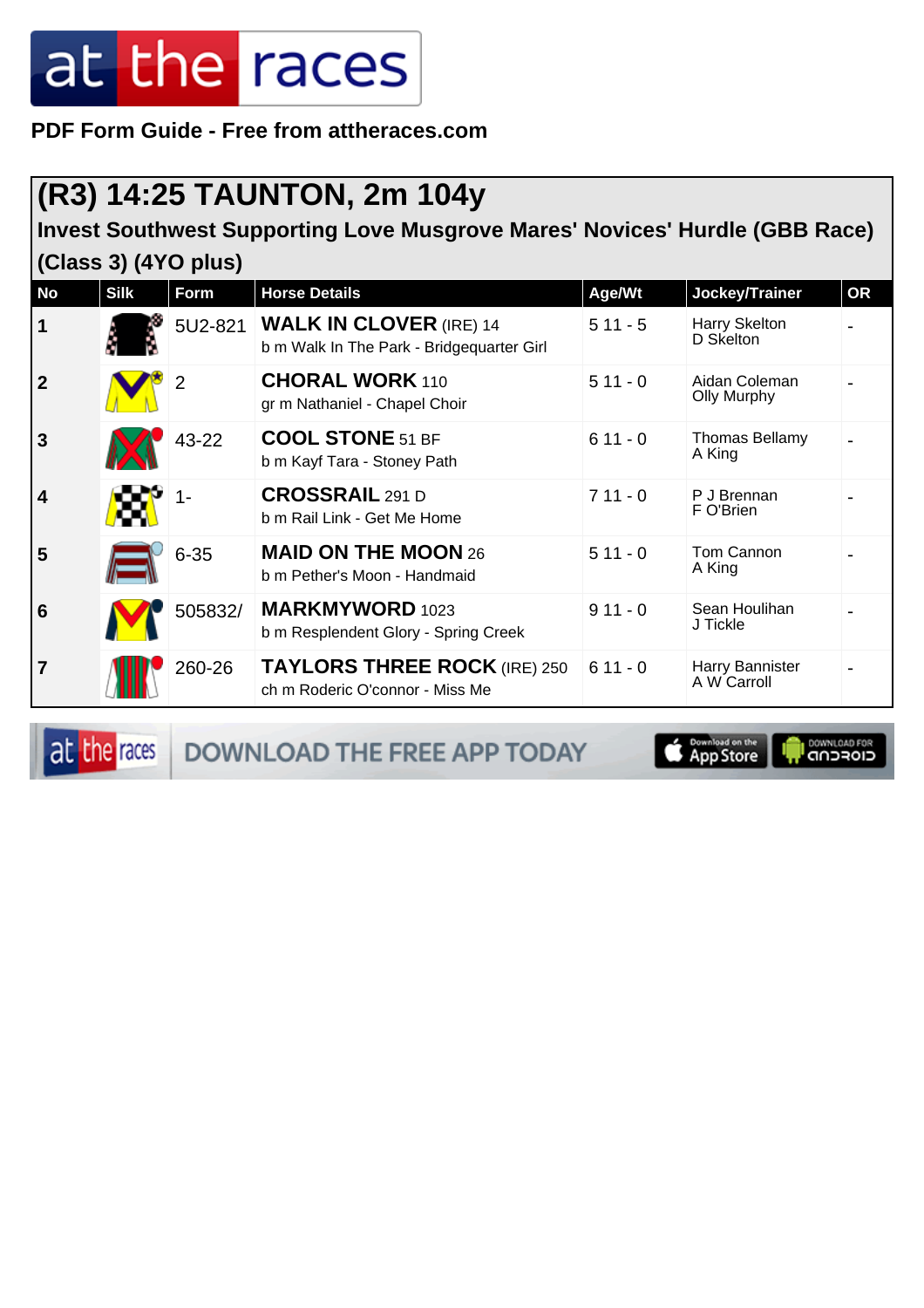PDF Form Guide - Free from attheraces.com

## (R3) 14:25 TAUNTON, 2m 104y

**Invest Southwest Supporting Love Musgrove Mares' Novices' Hurdle (GBB Race) (Class 3) (4YO plus)**

| No | Silk | Form | Horse Details | Age/Wt | Jockey/Trainer | OR |
|---|---|---|---|---|---|---|
| 1 | | 5U2-821 | **WALK IN CLOVER** (IRE) 14<br>b m Walk In The Park - Bridgequarter Girl | 5 11 - 5 | Harry Skelton<br>D Skelton | - |
| 2 | | 2 | **CHORAL WORK** 110<br>gr m Nathaniel - Chapel Choir | 5 11 - 0 | Aidan Coleman<br>Olly Murphy | - |
| 3 | | 43-22 | **COOL STONE** 51 BF<br>b m Kayf Tara - Stoney Path | 6 11 - 0 | Thomas Bellamy<br>A King | - |
| 4 | | 1- | **CROSSRAIL** 291 D<br>b m Rail Link - Get Me Home | 7 11 - 0 | P J Brennan<br>F O'Brien | - |
| 5 | | 6-35 | **MAID ON THE MOON** 26<br>b m Pether's Moon - Handmaid | 5 11 - 0 | Tom Cannon<br>A King | - |
| 6 | | 505832/ | **MARKMYWORD** 1023<br>b m Resplendent Glory - Spring Creek | 9 11 - 0 | Sean Houlihan<br>J Tickle | - |
| 7 | | 260-26 | **TAYLORS THREE ROCK** (IRE) 250<br>ch m Roderic O'connor - Miss Me | 6 11 - 0 | Harry Bannister<br>A W Carroll | - |

DOWNLOAD THE FREE APP TODAY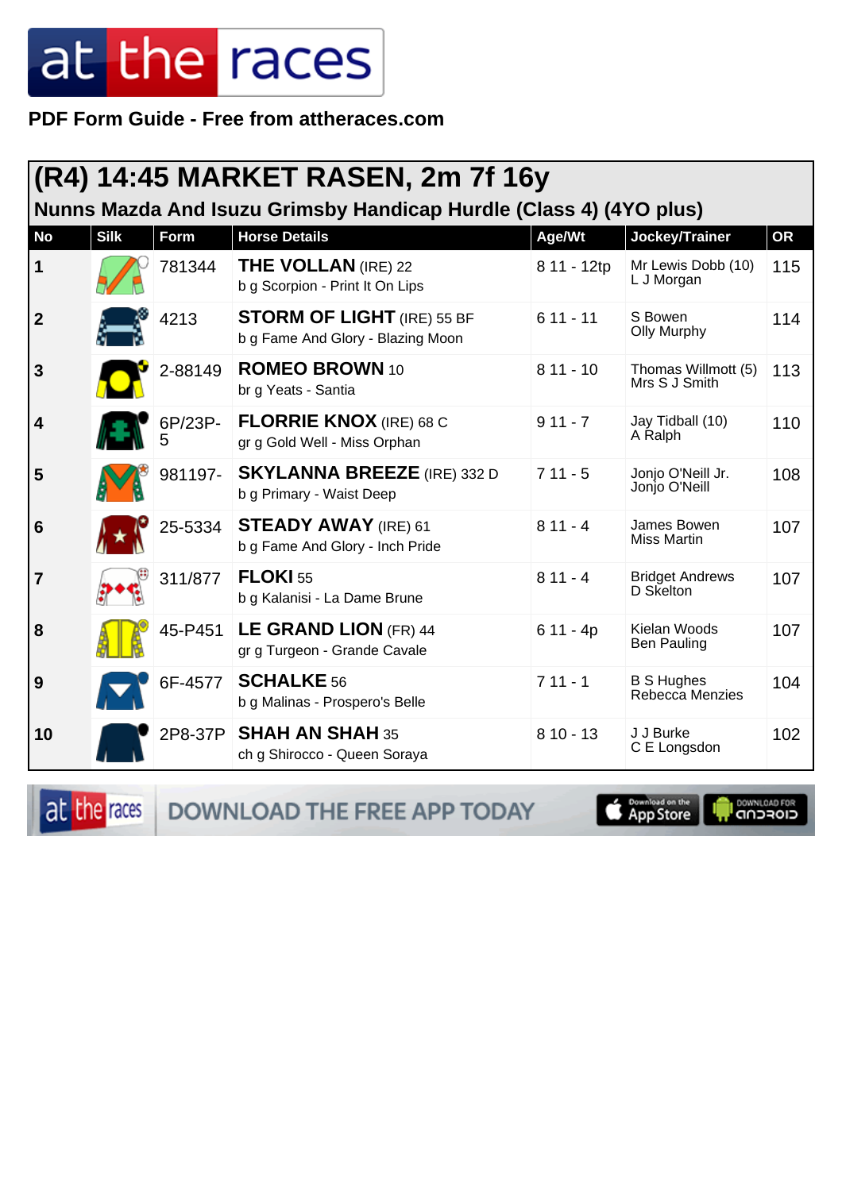PDF Form Guide - Free from attheraces.com

## (R4) 14:45 MARKET RASEN, 2m 7f 16y

### Nunns Mazda And Isuzu Grimsby Handicap Hurdle (Class 4) (4YO plus)

| No | Silk | Form | Horse Details | Age/Wt | Jockey/Trainer | OR |
|---|---|---|---|---|---|---|
| 1 | | 781344 | **THE VOLLAN** (IRE) 22<br>b g Scorpion - Print It On Lips | 8 11 - 12tp | Mr Lewis Dobb (10)<br>L J Morgan | 115 |
| 2 | | 4213 | **STORM OF LIGHT** (IRE) 55 BF<br>b g Fame And Glory - Blazing Moon | 6 11 - 11 | S Bowen<br>Olly Murphy | 114 |
| 3 | | 2-88149 | **ROMEO BROWN** 10<br>br g Yeats - Santia | 8 11 - 10 | Thomas Willmott (5)<br>Mrs S J Smith | 113 |
| 4 | | 6P/23P-5 | **FLORRIE KNOX** (IRE) 68 C<br>gr g Gold Well - Miss Orphan | 9 11 - 7 | Jay Tidball (10)<br>A Ralph | 110 |
| 5 | | 981197- | **SKYLANNA BREEZE** (IRE) 332 D<br>b g Primary - Waist Deep | 7 11 - 5 | Jonjo O'Neill Jr.<br>Jonjo O'Neill | 108 |
| 6 | | 25-5334 | **STEADY AWAY** (IRE) 61<br>b g Fame And Glory - Inch Pride | 8 11 - 4 | James Bowen<br>Miss Martin | 107 |
| 7 | | 311/877 | **FLOKI** 55<br>b g Kalanisi - La Dame Brune | 8 11 - 4 | Bridget Andrews<br>D Skelton | 107 |
| 8 | | 45-P451 | **LE GRAND LION** (FR) 44<br>gr g Turgeon - Grande Cavale | 6 11 - 4p | Kielan Woods<br>Ben Pauling | 107 |
| 9 | | 6F-4577 | **SCHALKE** 56<br>b g Malinas - Prospero's Belle | 7 11 - 1 | B S Hughes<br>Rebecca Menzies | 104 |
| 10 | | 2P8-37P | **SHAH AN SHAH** 35<br>ch g Shirocco - Queen Soraya | 8 10 - 13 | J J Burke<br>C E Longsdon | 102 |

DOWNLOAD THE FREE APP TODAY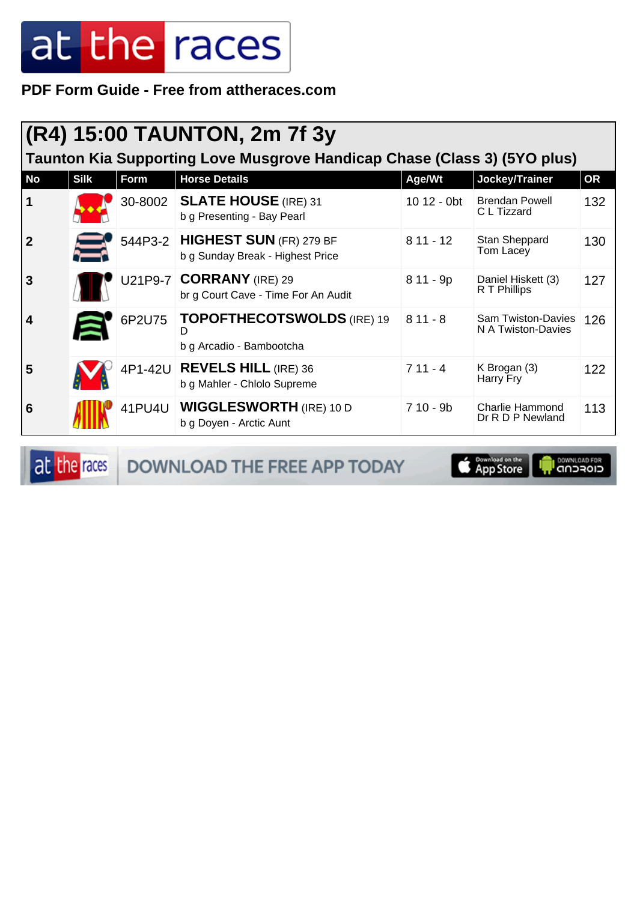at the races

**PDF Form Guide - Free from attheraces.com**

## (R4) 15:00 TAUNTON, 2m 7f 3y

### Taunton Kia Supporting Love Musgrove Handicap Chase (Class 3) (5YO plus)

| No | Silk | Form | Horse Details | Age/Wt | Jockey/Trainer | OR |
|---|---|---|---|---|---|---|
| 1 | | 30-8002 | **SLATE HOUSE** (IRE) 31<br>b g Presenting - Bay Pearl | 10 12 - 0bt | Brendan Powell<br>C L Tizzard | 132 |
| 2 | | 544P3-2 | **HIGHEST SUN** (FR) 279 BF<br>b g Sunday Break - Highest Price | 8 11 - 12 | Stan Sheppard<br>Tom Lacey | 130 |
| 3 | | U21P9-7 | **CORRANY** (IRE) 29<br>br g Court Cave - Time For An Audit | 8 11 - 9p | Daniel Hiskett (3)<br>R T Phillips | 127 |
| 4 | | 6P2U75 | **TOPOFTHECOTSWOLDS** (IRE) 19 D<br>b g Arcadio - Bambootcha | 8 11 - 8 | Sam Twiston-Davies<br>N A Twiston-Davies | 126 |
| 5 | | 4P1-42U | **REVELS HILL** (IRE) 36<br>b g Mahler - Chlolo Supreme | 7 11 - 4 | K Brogan (3)<br>Harry Fry | 122 |
| 6 | | 41PU4U | **WIGGLESWORTH** (IRE) 10 D<br>b g Doyen - Arctic Aunt | 7 10 - 9b | Charlie Hammond<br>Dr R D P Newland | 113 |

at the races DOWNLOAD THE FREE APP TODAY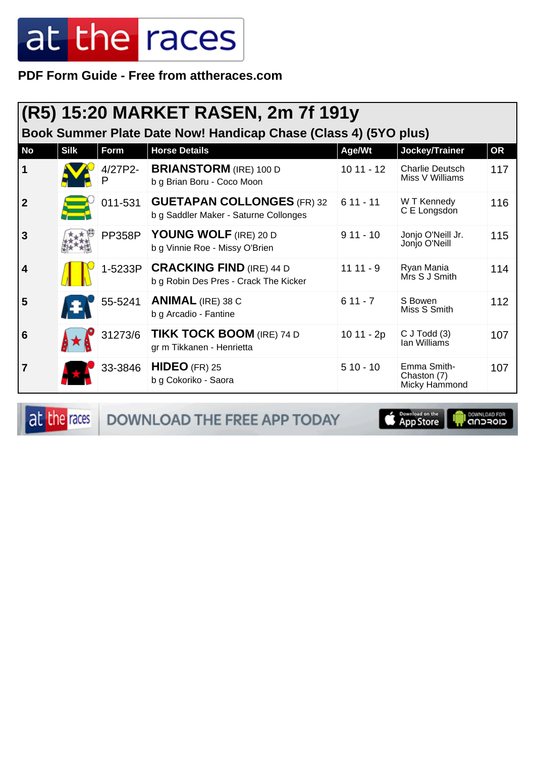PDF Form Guide - Free from attheraces.com

## (R5) 15:20 MARKET RASEN, 2m 7f 191y

### Book Summer Plate Date Now! Handicap Chase (Class 4) (5YO plus)

| No | Silk | Form | Horse Details | Age/Wt | Jockey/Trainer | OR |
|---|---|---|---|---|---|---|
| 1 | | 4/27P2-P | **BRIANSTORM** (IRE) 100 D<br>b g Brian Boru - Coco Moon | 10 11 - 12 | Charlie Deutsch<br>Miss V Williams | 117 |
| 2 | | 011-531 | **GUETAPAN COLLONGES** (FR) 32<br>b g Saddler Maker - Saturne Collonges | 6 11 - 11 | W T Kennedy<br>C E Longsdon | 116 |
| 3 | | PP358P | **YOUNG WOLF** (IRE) 20 D<br>b g Vinnie Roe - Missy O'Brien | 9 11 - 10 | Jonjo O'Neill Jr.<br>Jonjo O'Neill | 115 |
| 4 | | 1-5233P | **CRACKING FIND** (IRE) 44 D<br>b g Robin Des Pres - Crack The Kicker | 11 11 - 9 | Ryan Mania<br>Mrs S J Smith | 114 |
| 5 | | 55-5241 | **ANIMAL** (IRE) 38 C<br>b g Arcadio - Fantine | 6 11 - 7 | S Bowen<br>Miss S Smith | 112 |
| 6 | | 31273/6 | **TIKK TOCK BOOM** (IRE) 74 D<br>gr m Tikkanen - Henrietta | 10 11 - 2p | C J Todd (3)<br>Ian Williams | 107 |
| 7 | | 33-3846 | **HIDEO** (FR) 25<br>b g Cokoriko - Saora | 5 10 - 10 | Emma Smith-Chaston (7)<br>Micky Hammond | 107 |

DOWNLOAD THE FREE APP TODAY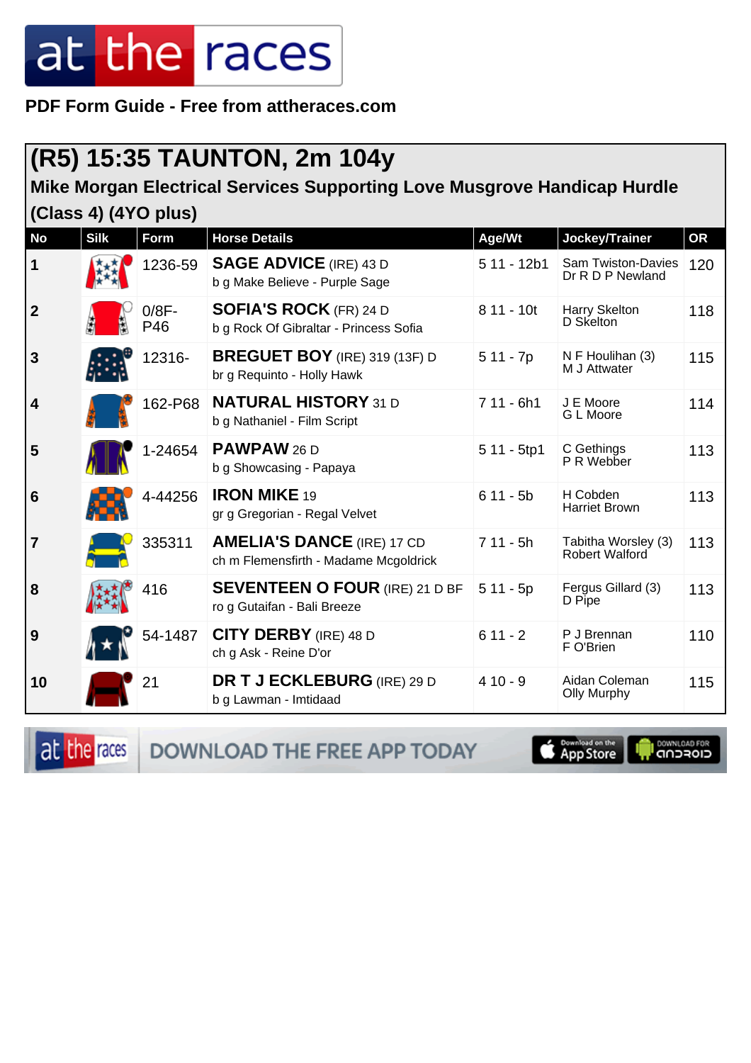PDF Form Guide - Free from attheraces.com

# (R5) 15:35 TAUNTON, 2m 104y

## Mike Morgan Electrical Services Supporting Love Musgrove Handicap Hurdle (Class 4) (4YO plus)

| No | Silk | Form | Horse Details | Age/Wt | Jockey/Trainer | OR |
|---|---|---|---|---|---|---|
| 1 | | 1236-59 | **SAGE ADVICE** (IRE) 43 D<br>b g Make Believe - Purple Sage | 5 11 - 12b1 | Sam Twiston-Davies<br>Dr R D P Newland | 120 |
| 2 | | 0/8F-P46 | **SOFIA'S ROCK** (FR) 24 D<br>b g Rock Of Gibraltar - Princess Sofia | 8 11 - 10t | Harry Skelton<br>D Skelton | 118 |
| 3 | | 12316- | **BREGUET BOY** (IRE) 319 (13F) D<br>br g Requinto - Holly Hawk | 5 11 - 7p | N F Houlihan (3)<br>M J Attwater | 115 |
| 4 | | 162-P68 | **NATURAL HISTORY** 31 D<br>b g Nathaniel - Film Script | 7 11 - 6h1 | J E Moore<br>G L Moore | 114 |
| 5 | | 1-24654 | **PAWPAW** 26 D<br>b g Showcasing - Papaya | 5 11 - 5tp1 | C Gethings<br>P R Webber | 113 |
| 6 | | 4-44256 | **IRON MIKE** 19<br>gr g Gregorian - Regal Velvet | 6 11 - 5b | H Cobden<br>Harriet Brown | 113 |
| 7 | | 335311 | **AMELIA'S DANCE** (IRE) 17 CD<br>ch m Flemensfirth - Madame Mcgoldrick | 7 11 - 5h | Tabitha Worsley (3)<br>Robert Walford | 113 |
| 8 | | 416 | **SEVENTEEN O FOUR** (IRE) 21 D BF<br>ro g Gutaifan - Bali Breeze | 5 11 - 5p | Fergus Gillard (3)<br>D Pipe | 113 |
| 9 | | 54-1487 | **CITY DERBY** (IRE) 48 D<br>ch g Ask - Reine D'or | 6 11 - 2 | P J Brennan<br>F O'Brien | 110 |
| 10 | | 21 | **DR T J ECKLEBURG** (IRE) 29 D<br>b g Lawman - Imtidaad | 4 10 - 9 | Aidan Coleman<br>Olly Murphy | 115 |

DOWNLOAD THE FREE APP TODAY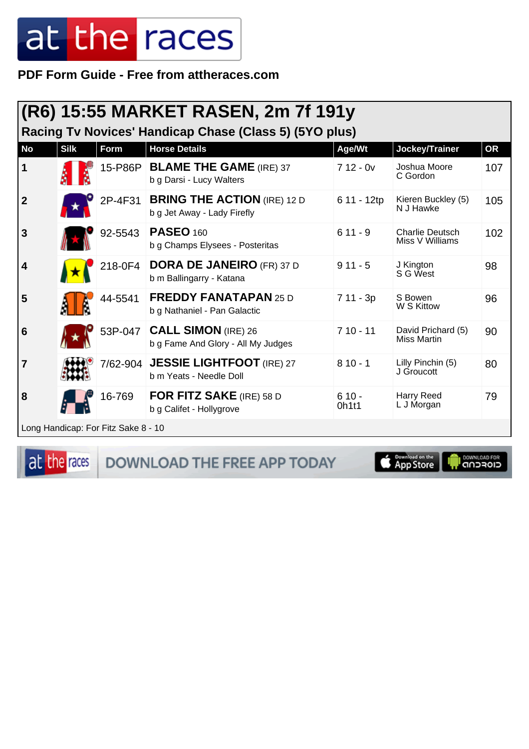PDF Form Guide - Free from attheraces.com

## (R6) 15:55 MARKET RASEN, 2m 7f 191y

### Racing Tv Novices' Handicap Chase (Class 5) (5YO plus)

| No | Silk | Form | Horse Details | Age/Wt | Jockey/Trainer | OR |
|---|---|---|---|---|---|---|
| 1 | | 15-P86P | **BLAME THE GAME** (IRE) 37<br>b g Darsi - Lucy Walters | 7 12 - 0v | Joshua Moore<br>C Gordon | 107 |
| 2 | | 2P-4F31 | **BRING THE ACTION** (IRE) 12 D<br>b g Jet Away - Lady Firefly | 6 11 - 12tp | Kieren Buckley (5)<br>N J Hawke | 105 |
| 3 | | 92-5543 | **PASEO** 160<br>b g Champs Elysees - Posteritas | 6 11 - 9 | Charlie Deutsch<br>Miss V Williams | 102 |
| 4 | | 218-0F4 | **DORA DE JANEIRO** (FR) 37 D<br>b m Ballingarry - Katana | 9 11 - 5 | J Kington<br>S G West | 98 |
| 5 | | 44-5541 | **FREDDY FANATAPAN** 25 D<br>b g Nathaniel - Pan Galactic | 7 11 - 3p | S Bowen<br>W S Kittow | 96 |
| 6 | | 53P-047 | **CALL SIMON** (IRE) 26<br>b g Fame And Glory - All My Judges | 7 10 - 11 | David Prichard (5)<br>Miss Martin | 90 |
| 7 | | 7/62-904 | **JESSIE LIGHTFOOT** (IRE) 27<br>b m Yeats - Needle Doll | 8 10 - 1 | Lilly Pinchin (5)<br>J Groucott | 80 |
| 8 | | 16-769 | **FOR FITZ SAKE** (IRE) 58 D<br>b g Califet - Hollygrove | 6 10 - 0h1t1 | Harry Reed<br>L J Morgan | 79 |

Long Handicap: For Fitz Sake 8 - 10

DOWNLOAD THE FREE APP TODAY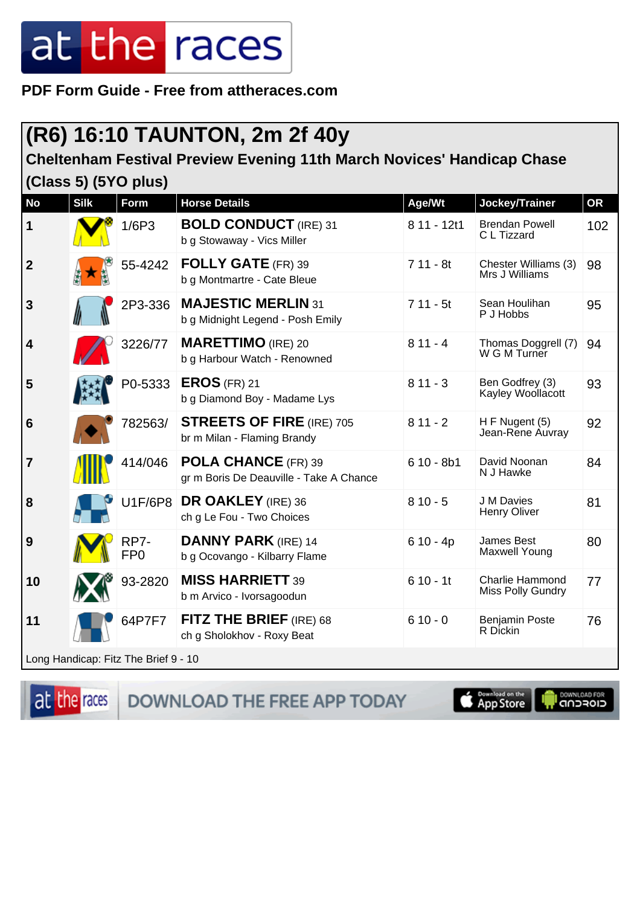**PDF Form Guide - Free from attheraces.com**

## (R6) 16:10 TAUNTON, 2m 2f 40y

### Cheltenham Festival Preview Evening 11th March Novices' Handicap Chase (Class 5) (5YO plus)

| No | Silk | Form | Horse Details | Age/Wt | Jockey/Trainer | OR |
|---|---|---|---|---|---|---|
| 1 | | 1/6P3 | **BOLD CONDUCT** (IRE) 31<br>b g Stowaway - Vics Miller | 8 11 - 12t1 | Brendan Powell<br>C L Tizzard | 102 |
| 2 | | 55-4242 | **FOLLY GATE** (FR) 39<br>b g Montmartre - Cate Bleue | 7 11 - 8t | Chester Williams (3)<br>Mrs J Williams | 98 |
| 3 | | 2P3-336 | **MAJESTIC MERLIN** 31<br>b g Midnight Legend - Posh Emily | 7 11 - 5t | Sean Houlihan<br>P J Hobbs | 95 |
| 4 | | 3226/77 | **MARETTIMO** (IRE) 20<br>b g Harbour Watch - Renowned | 8 11 - 4 | Thomas Doggrell (7)<br>W G M Turner | 94 |
| 5 | | P0-5333 | **EROS** (FR) 21<br>b g Diamond Boy - Madame Lys | 8 11 - 3 | Ben Godfrey (3)<br>Kayley Woollacott | 93 |
| 6 | | 782563/ | **STREETS OF FIRE** (IRE) 705<br>br m Milan - Flaming Brandy | 8 11 - 2 | H F Nugent (5)<br>Jean-Rene Auvray | 92 |
| 7 | | 414/046 | **POLA CHANCE** (FR) 39<br>gr m Boris De Deauville - Take A Chance | 6 10 - 8b1 | David Noonan<br>N J Hawke | 84 |
| 8 | | U1F/6P8 | **DR OAKLEY** (IRE) 36<br>ch g Le Fou - Two Choices | 8 10 - 5 | J M Davies<br>Henry Oliver | 81 |
| 9 | | RP7-FP0 | **DANNY PARK** (IRE) 14<br>b g Ocovango - Kilbarry Flame | 6 10 - 4p | James Best<br>Maxwell Young | 80 |
| 10 | | 93-2820 | **MISS HARRIETT** 39<br>b m Arvico - Ivorsagoodun | 6 10 - 1t | Charlie Hammond<br>Miss Polly Gundry | 77 |
| 11 | | 64P7F7 | **FITZ THE BRIEF** (IRE) 68<br>ch g Sholokhov - Roxy Beat | 6 10 - 0 | Benjamin Poste<br>R Dickin | 76 |

Long Handicap: Fitz The Brief 9 - 10

DOWNLOAD THE FREE APP TODAY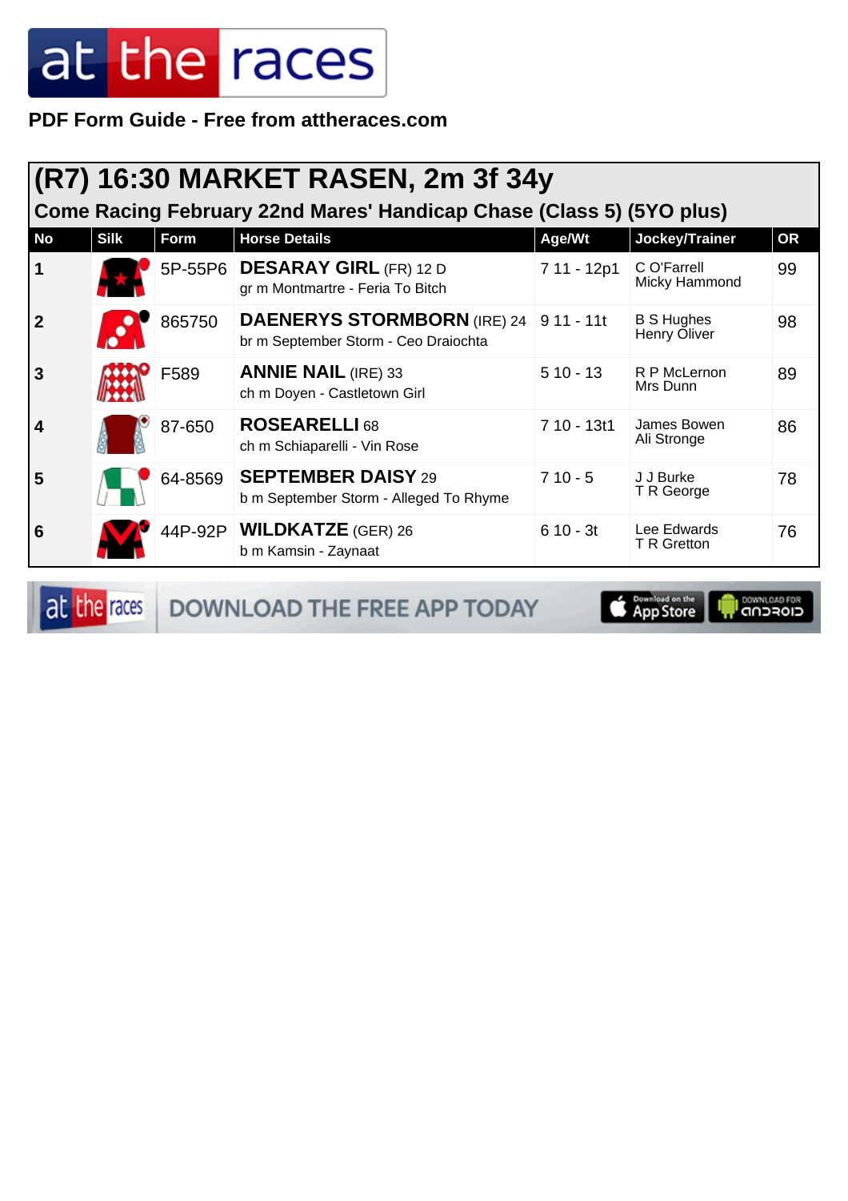**PDF Form Guide - Free from attheraces.com**

## (R7) 16:30 MARKET RASEN, 2m 3f 34y

### Come Racing February 22nd Mares' Handicap Chase (Class 5) (5YO plus)

| No | Silk | Form | Horse Details | Age/Wt | Jockey/Trainer | OR |
|---|---|---|---|---|---|---|
| 1 | | 5P-55P6 | **DESARAY GIRL** (FR) 12 D<br>gr m Montmartre - Feria To Bitch | 7 11 - 12p1 | C O'Farrell<br>Micky Hammond | 99 |
| 2 | | 865750 | **DAENERYS STORMBORN** (IRE) 24<br>br m September Storm - Ceo Draiochta | 9 11 - 11t | B S Hughes<br>Henry Oliver | 98 |
| 3 | | F589 | **ANNIE NAIL** (IRE) 33<br>ch m Doyen - Castletown Girl | 5 10 - 13 | R P McLernon<br>Mrs Dunn | 89 |
| 4 | | 87-650 | **ROSEARELLI** 68<br>ch m Schiaparelli - Vin Rose | 7 10 - 13t1 | James Bowen<br>Ali Stronge | 86 |
| 5 | | 64-8569 | **SEPTEMBER DAISY** 29<br>b m September Storm - Alleged To Rhyme | 7 10 - 5 | J J Burke<br>T R George | 78 |
| 6 | | 44P-92P | **WILDKATZE** (GER) 26<br>b m Kamsin - Zaynaat | 6 10 - 3t | Lee Edwards<br>T R Gretton | 76 |

DOWNLOAD THE FREE APP TODAY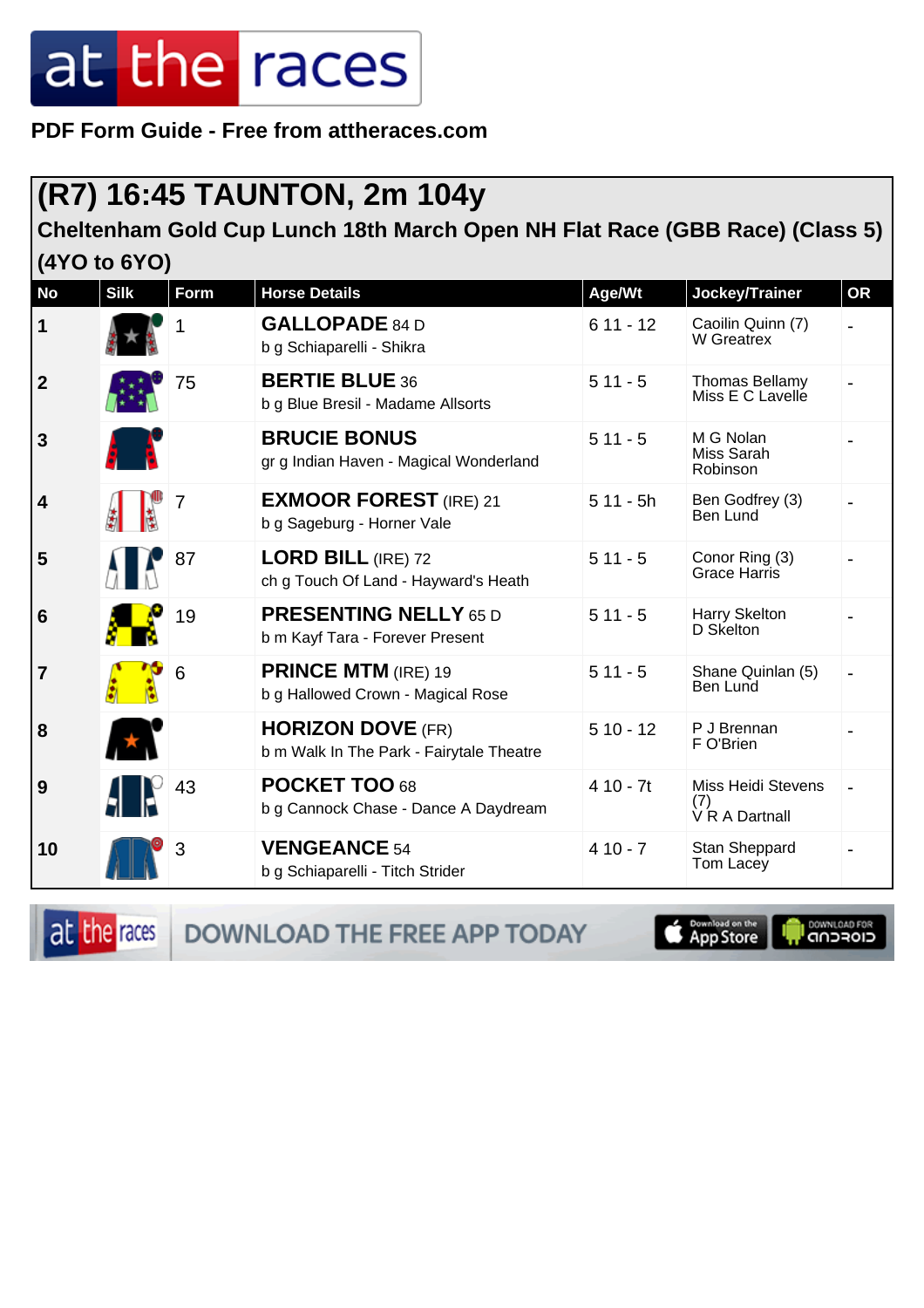at the races

**PDF Form Guide - Free from attheraces.com**

## (R7) 16:45 TAUNTON, 2m 104y

### Cheltenham Gold Cup Lunch 18th March Open NH Flat Race (GBB Race) (Class 5) (4YO to 6YO)

| No | Silk | Form | Horse Details | Age/Wt | Jockey/Trainer | OR |
|---|---|---|---|---|---|---|
| 1 | | 1 | **GALLOPADE** 84 D<br>b g Schiaparelli - Shikra | 6 11 - 12 | Caoilin Quinn (7)<br>W Greatrex | - |
| 2 | | 75 | **BERTIE BLUE** 36<br>b g Blue Bresil - Madame Allsorts | 5 11 - 5 | Thomas Bellamy<br>Miss E C Lavelle | - |
| 3 | | | **BRUCIE BONUS**<br>gr g Indian Haven - Magical Wonderland | 5 11 - 5 | M G Nolan<br>Miss Sarah Robinson | - |
| 4 | | 7 | **EXMOOR FOREST** (IRE) 21<br>b g Sageburg - Horner Vale | 5 11 - 5h | Ben Godfrey (3)<br>Ben Lund | - |
| 5 | | 87 | **LORD BILL** (IRE) 72<br>ch g Touch Of Land - Hayward's Heath | 5 11 - 5 | Conor Ring (3)<br>Grace Harris | - |
| 6 | | 19 | **PRESENTING NELLY** 65 D<br>b m Kayf Tara - Forever Present | 5 11 - 5 | Harry Skelton<br>D Skelton | - |
| 7 | | 6 | **PRINCE MTM** (IRE) 19<br>b g Hallowed Crown - Magical Rose | 5 11 - 5 | Shane Quinlan (5)<br>Ben Lund | - |
| 8 | | | **HORIZON DOVE** (FR)<br>b m Walk In The Park - Fairytale Theatre | 5 10 - 12 | P J Brennan<br>F O'Brien | - |
| 9 | | 43 | **POCKET TOO** 68<br>b g Cannock Chase - Dance A Daydream | 4 10 - 7t | Miss Heidi Stevens (7)<br>V R A Dartnall | - |
| 10 | | 3 | **VENGEANCE** 54<br>b g Schiaparelli - Titch Strider | 4 10 - 7 | Stan Sheppard<br>Tom Lacey | - |

at the races DOWNLOAD THE FREE APP TODAY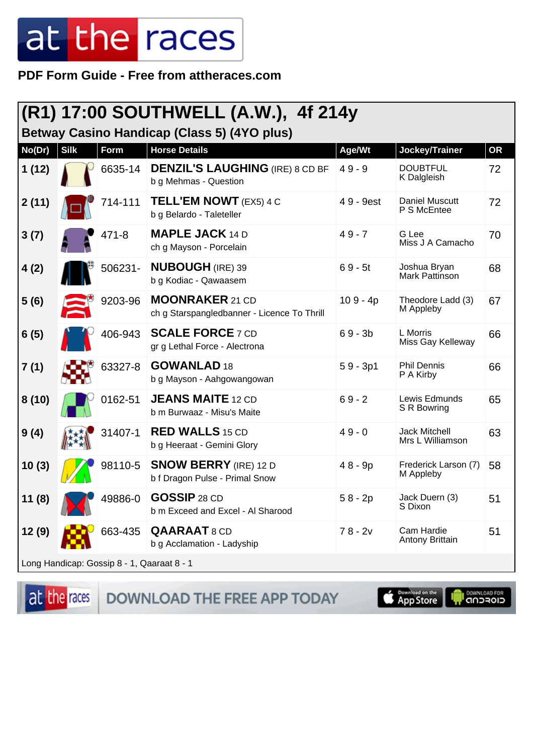# at the races

**PDF Form Guide - Free from attheraces.com**

## (R1) 17:00 SOUTHWELL (A.W.), 4f 214y

### Betway Casino Handicap (Class 5) (4YO plus)

| No(Dr) | Silk | Form | Horse Details | Age/Wt | Jockey/Trainer | OR |
|---|---|---|---|---|---|---|
| 1 (12) | | 6635-14 | **DENZIL'S LAUGHING** (IRE) 8 CD BF<br>b g Mehmas - Question | 4 9 - 9 | DOUBTFUL<br>K Dalgleish | 72 |
| 2 (11) | | 714-111 | **TELL'EM NOWT** (EX5) 4 C<br>b g Belardo - Taleteller | 4 9 - 9est | Daniel Muscutt<br>P S McEntee | 72 |
| 3 (7) | | 471-8 | **MAPLE JACK** 14 D<br>ch g Mayson - Porcelain | 4 9 - 7 | G Lee<br>Miss J A Camacho | 70 |
| 4 (2) | | 506231- | **NUBOUGH** (IRE) 39<br>b g Kodiac - Qawaasem | 6 9 - 5t | Joshua Bryan<br>Mark Pattinson | 68 |
| 5 (6) | | 9203-96 | **MOONRAKER** 21 CD<br>ch g Starspangledbanner - Licence To Thrill | 10 9 - 4p | Theodore Ladd (3)<br>M Appleby | 67 |
| 6 (5) | | 406-943 | **SCALE FORCE** 7 CD<br>gr g Lethal Force - Alectrona | 6 9 - 3b | L Morris<br>Miss Gay Kelleway | 66 |
| 7 (1) | | 63327-8 | **GOWANLAD** 18<br>b g Mayson - Aahgowangowan | 5 9 - 3p1 | Phil Dennis<br>P A Kirby | 66 |
| 8 (10) | | 0162-51 | **JEANS MAITE** 12 CD<br>b m Burwaaz - Misu's Maite | 6 9 - 2 | Lewis Edmunds<br>S R Bowring | 65 |
| 9 (4) | | 31407-1 | **RED WALLS** 15 CD<br>b g Heeraat - Gemini Glory | 4 9 - 0 | Jack Mitchell<br>Mrs L Williamson | 63 |
| 10 (3) | | 98110-5 | **SNOW BERRY** (IRE) 12 D<br>b f Dragon Pulse - Primal Snow | 4 8 - 9p | Frederick Larson (7)<br>M Appleby | 58 |
| 11 (8) | | 49886-0 | **GOSSIP** 28 CD<br>b m Exceed and Excel - Al Sharood | 5 8 - 2p | Jack Duern (3)<br>S Dixon | 51 |
| 12 (9) | | 663-435 | **QAARAAT** 8 CD<br>b g Acclamation - Ladyship | 7 8 - 2v | Cam Hardie<br>Antony Brittain | 51 |

Long Handicap: Gossip 8 - 1, Qaaraat 8 - 1

DOWNLOAD THE FREE APP TODAY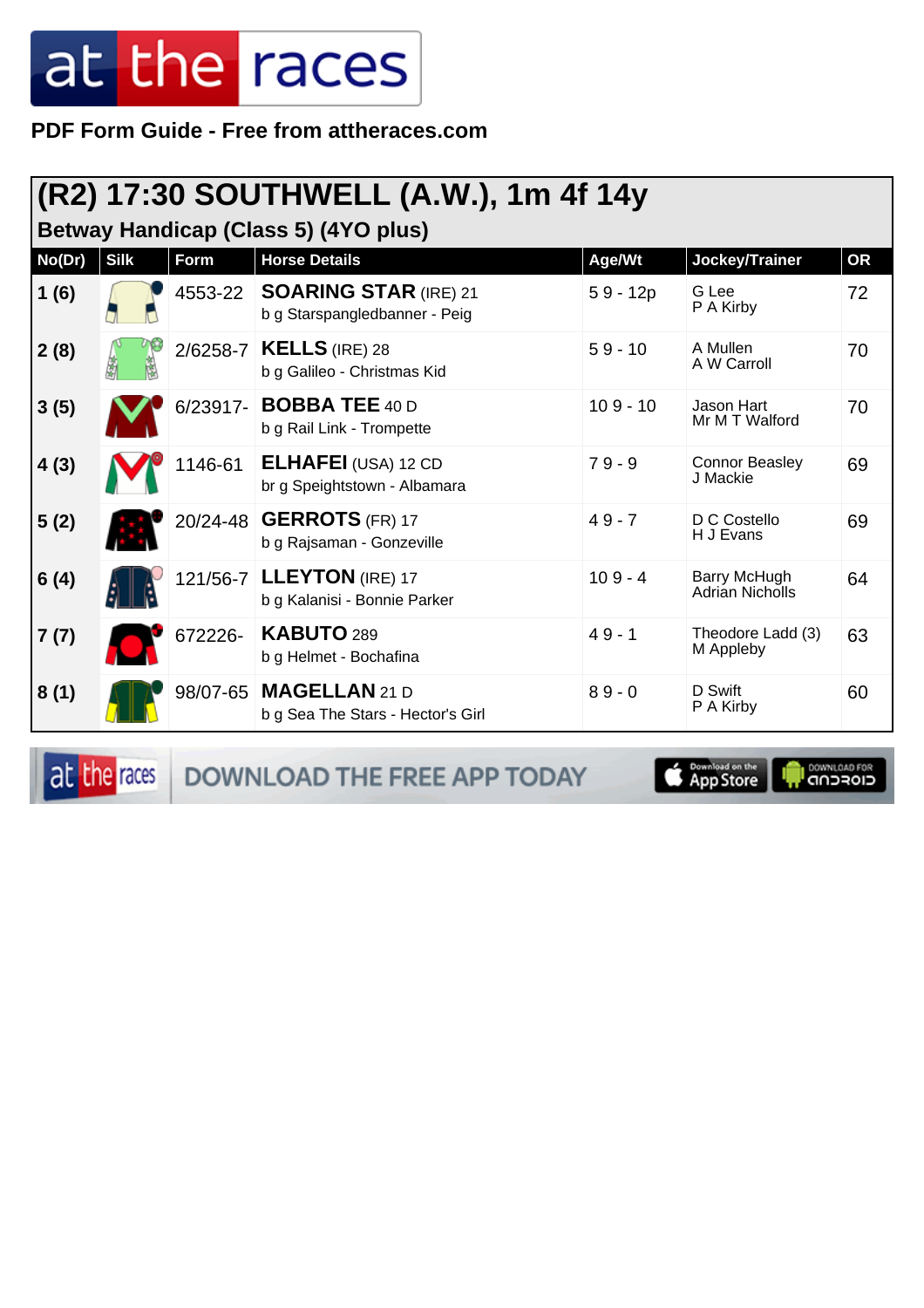PDF Form Guide - Free from attheraces.com

## (R2) 17:30 SOUTHWELL (A.W.), 1m 4f 14y

### Betway Handicap (Class 5) (4YO plus)

| No(Dr) | Silk | Form | Horse Details | Age/Wt | Jockey/Trainer | OR |
|---|---|---|---|---|---|---|
| 1 (6) | | 4553-22 | **SOARING STAR** (IRE) 21<br>b g Starspangledbanner - Peig | 5 9 - 12p | G Lee<br>P A Kirby | 72 |
| 2 (8) | | 2/6258-7 | **KELLS** (IRE) 28<br>b g Galileo - Christmas Kid | 5 9 - 10 | A Mullen<br>A W Carroll | 70 |
| 3 (5) | | 6/23917- | **BOBBA TEE** 40 D<br>b g Rail Link - Trompette | 10 9 - 10 | Jason Hart<br>Mr M T Walford | 70 |
| 4 (3) | | 1146-61 | **ELHAFEI** (USA) 12 CD<br>br g Speightstown - Albamara | 7 9 - 9 | Connor Beasley<br>J Mackie | 69 |
| 5 (2) | | 20/24-48 | **GERROTS** (FR) 17<br>b g Rajsaman - Gonzeville | 4 9 - 7 | D C Costello<br>H J Evans | 69 |
| 6 (4) | | 121/56-7 | **LLEYTON** (IRE) 17<br>b g Kalanisi - Bonnie Parker | 10 9 - 4 | Barry McHugh<br>Adrian Nicholls | 64 |
| 7 (7) | | 672226- | **KABUTO** 289<br>b g Helmet - Bochafina | 4 9 - 1 | Theodore Ladd (3)<br>M Appleby | 63 |
| 8 (1) | | 98/07-65 | **MAGELLAN** 21 D<br>b g Sea The Stars - Hector's Girl | 8 9 - 0 | D Swift<br>P A Kirby | 60 |

DOWNLOAD THE FREE APP TODAY